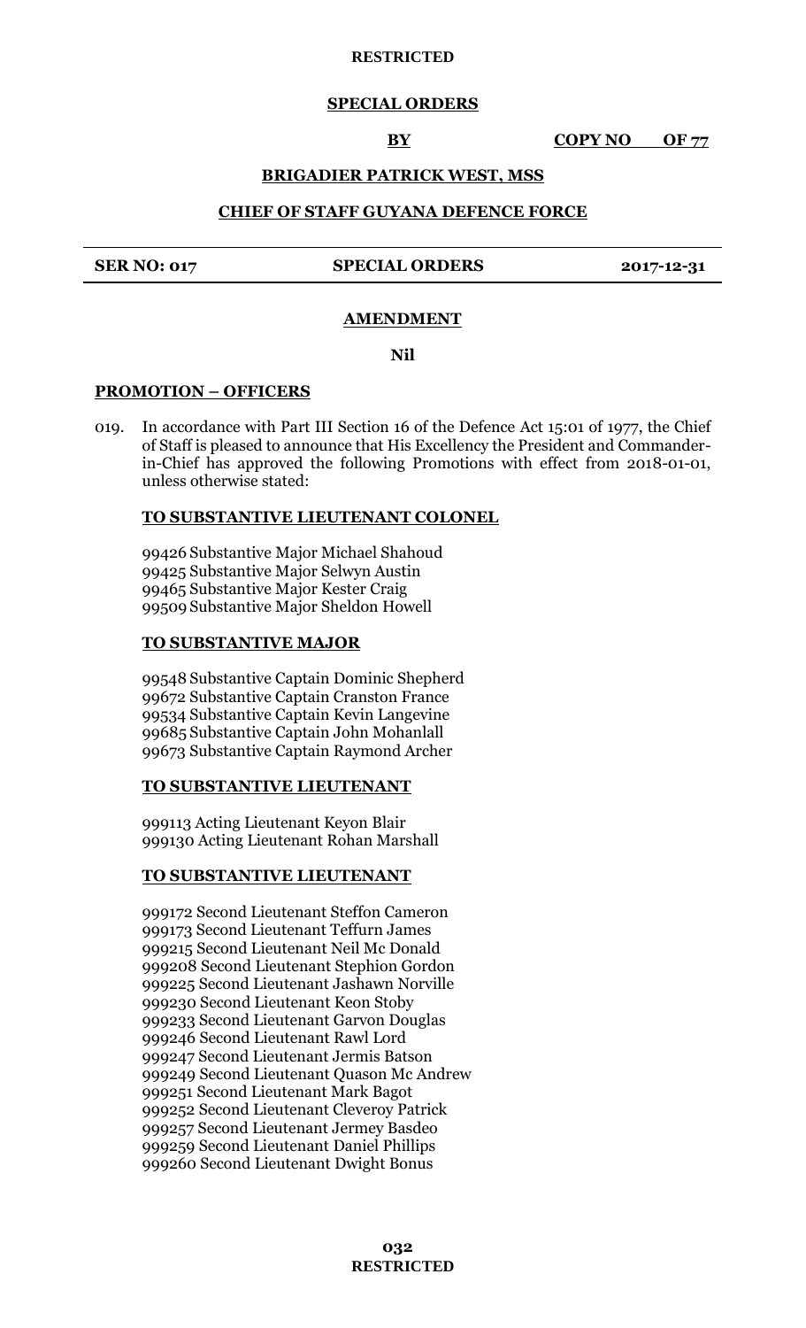RESTRICTED

**SPECIAL ORDERS**

**BY** **COPY NO OF 77**

**BRIGADIER PATRICK WEST, MSS**

**CHIEF OF STAFF GUYANA DEFENCE FORCE**

| **SER NO: 017** | **SPECIAL ORDERS** | **2017-12-31** |
|---|---|---|

**AMENDMENT**

**Nil**

**PROMOTION – OFFICERS**

019. In accordance with Part III Section 16 of the Defence Act 15:01 of 1977, the Chief of Staff is pleased to announce that His Excellency the President and Commander-in-Chief has approved the following Promotions with effect from 2018-01-01, unless otherwise stated:

**TO SUBSTANTIVE LIEUTENANT COLONEL**

99426 Substantive Major Michael Shahoud
99425 Substantive Major Selwyn Austin
99465 Substantive Major Kester Craig
99509 Substantive Major Sheldon Howell

**TO SUBSTANTIVE MAJOR**

99548 Substantive Captain Dominic Shepherd
99672 Substantive Captain Cranston France
99534 Substantive Captain Kevin Langevine
99685 Substantive Captain John Mohanlall
99673 Substantive Captain Raymond Archer

**TO SUBSTANTIVE LIEUTENANT**

999113 Acting Lieutenant Keyon Blair
999130 Acting Lieutenant Rohan Marshall

**TO SUBSTANTIVE LIEUTENANT**

999172 Second Lieutenant Steffon Cameron
999173 Second Lieutenant Teffurn James
999215 Second Lieutenant Neil Mc Donald
999208 Second Lieutenant Stephion Gordon
999225 Second Lieutenant Jashawn Norville
999230 Second Lieutenant Keon Stoby
999233 Second Lieutenant Garvon Douglas
999246 Second Lieutenant Rawl Lord
999247 Second Lieutenant Jermis Batson
999249 Second Lieutenant Quason Mc Andrew
999251 Second Lieutenant Mark Bagot
999252 Second Lieutenant Cleveroy Patrick
999257 Second Lieutenant Jermey Basdeo
999259 Second Lieutenant Daniel Phillips
999260 Second Lieutenant Dwight Bonus

RESTRICTED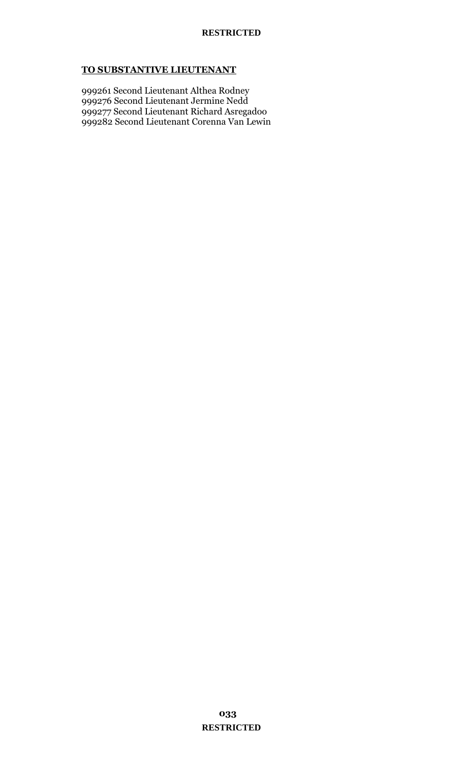**TO SUBSTANTIVE LIEUTENANT**

999261 Second Lieutenant Althea Rodney
999276 Second Lieutenant Jermine Nedd
999277 Second Lieutenant Richard Asregadoo
999282 Second Lieutenant Corenna Van Lewin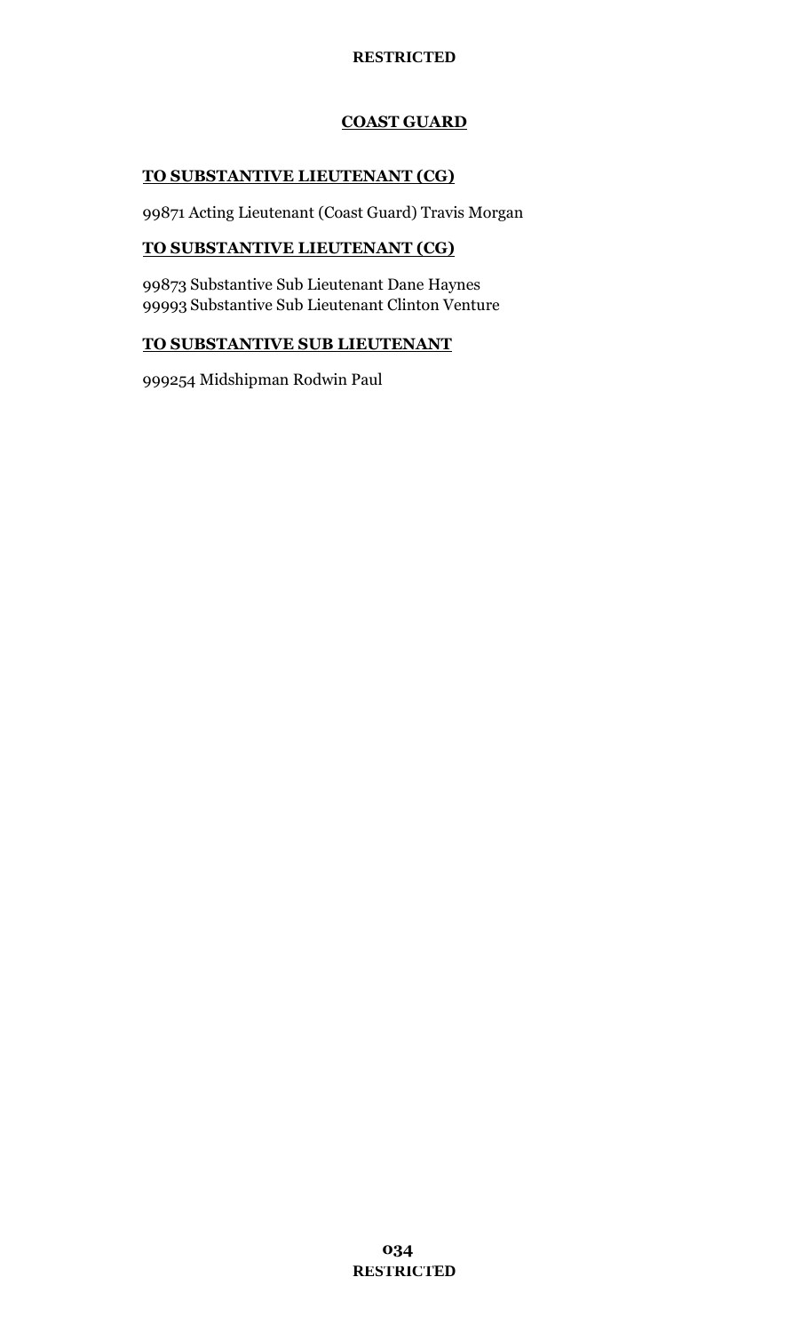## COAST GUARD

### TO SUBSTANTIVE LIEUTENANT (CG)

99871 Acting Lieutenant (Coast Guard) Travis Morgan

### TO SUBSTANTIVE LIEUTENANT (CG)

99873 Substantive Sub Lieutenant Dane Haynes
99993 Substantive Sub Lieutenant Clinton Venture

### TO SUBSTANTIVE SUB LIEUTENANT

999254 Midshipman Rodwin Paul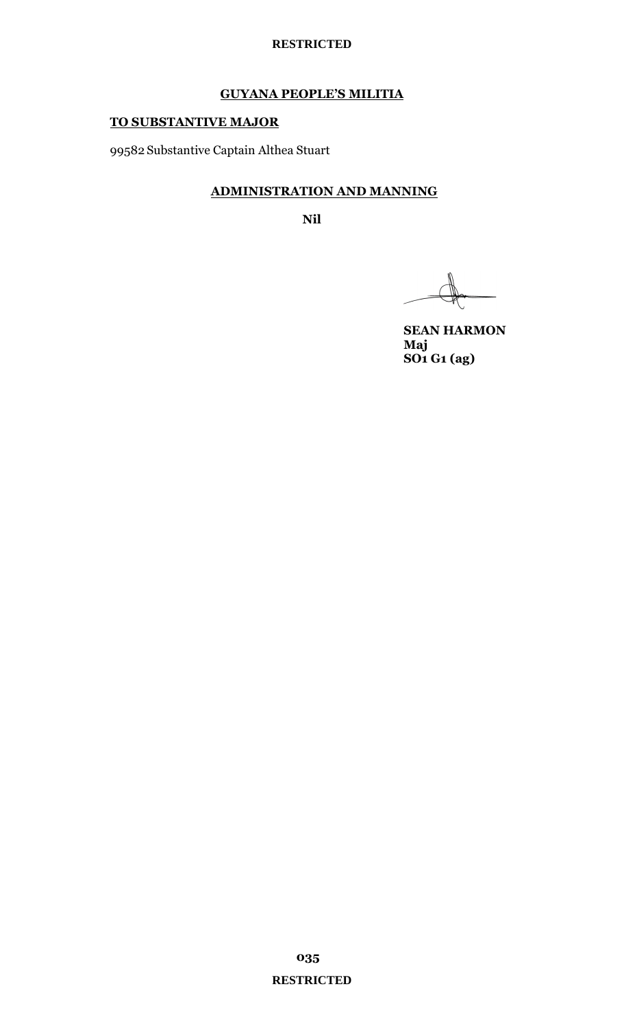## GUYANA PEOPLE'S MILITIA

### TO SUBSTANTIVE MAJOR

99582 Substantive Captain Althea Stuart

## ADMINISTRATION AND MANNING

**Nil**

**SEAN HARMON**
**Maj**
**SO1 G1 (ag)**